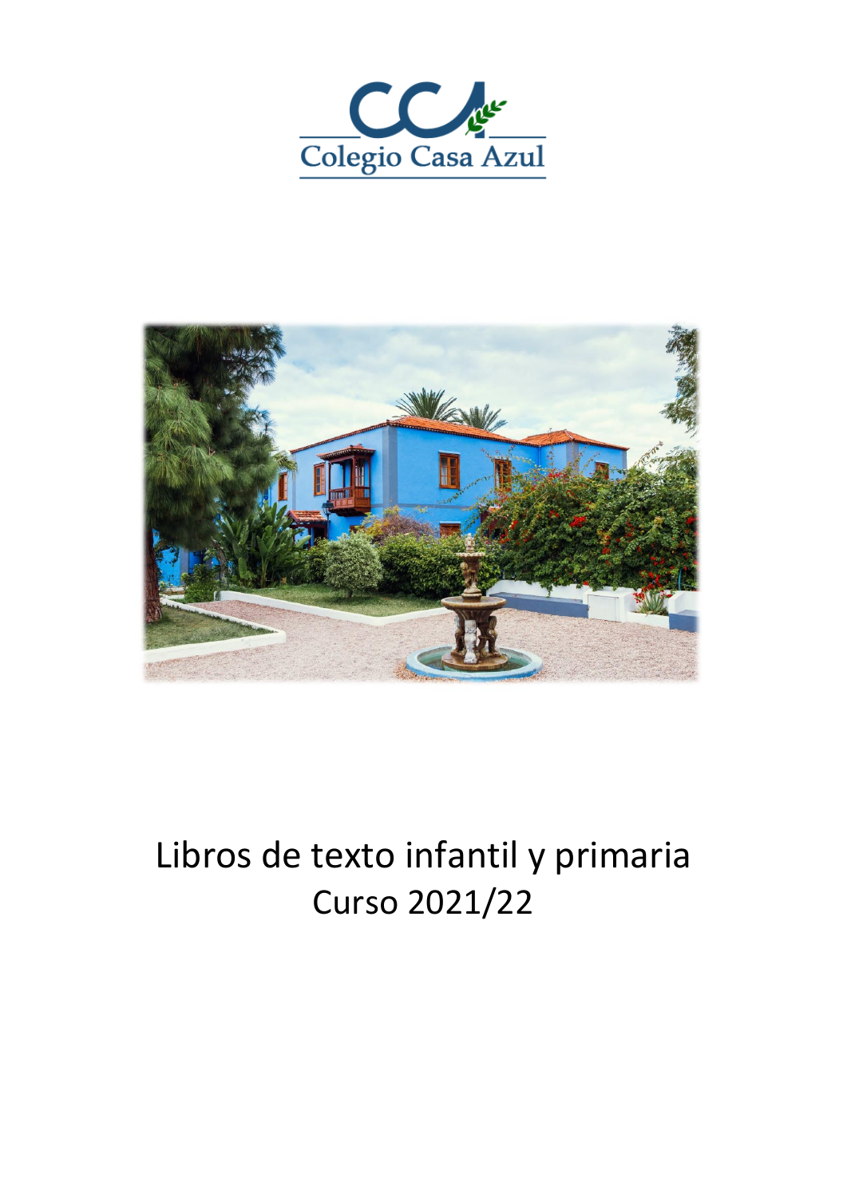CCA

Colegio Casa Azul

# Libros de texto infantil y primaria

## Curso 2021/22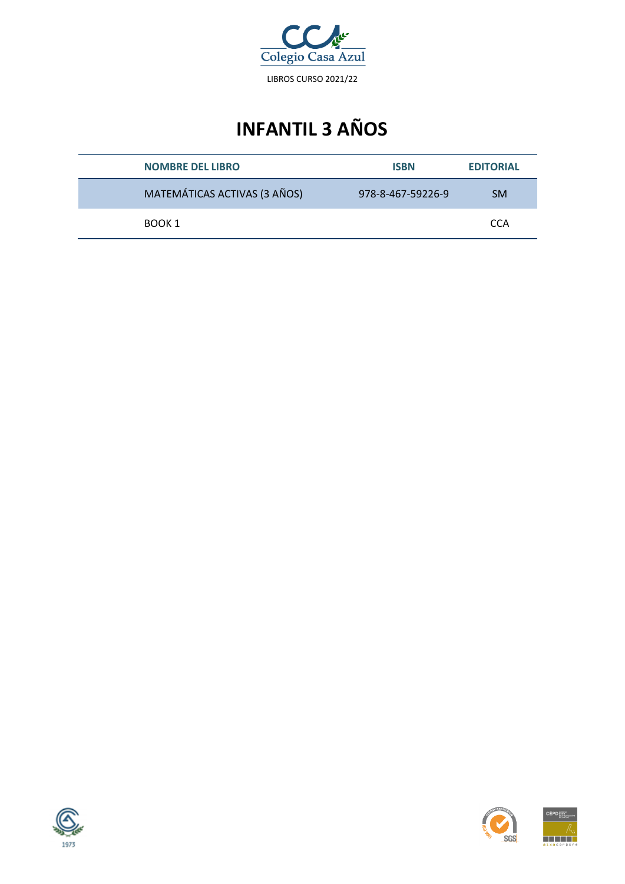LIBROS CURSO 2021/22

# INFANTIL 3 AÑOS

| NOMBRE DEL LIBRO | ISBN | EDITORIAL |
|---|---|---|
| MATEMÁTICAS ACTIVAS (3 AÑOS) | 978-8-467-59226-9 | SM |
| BOOK 1 | | CCA |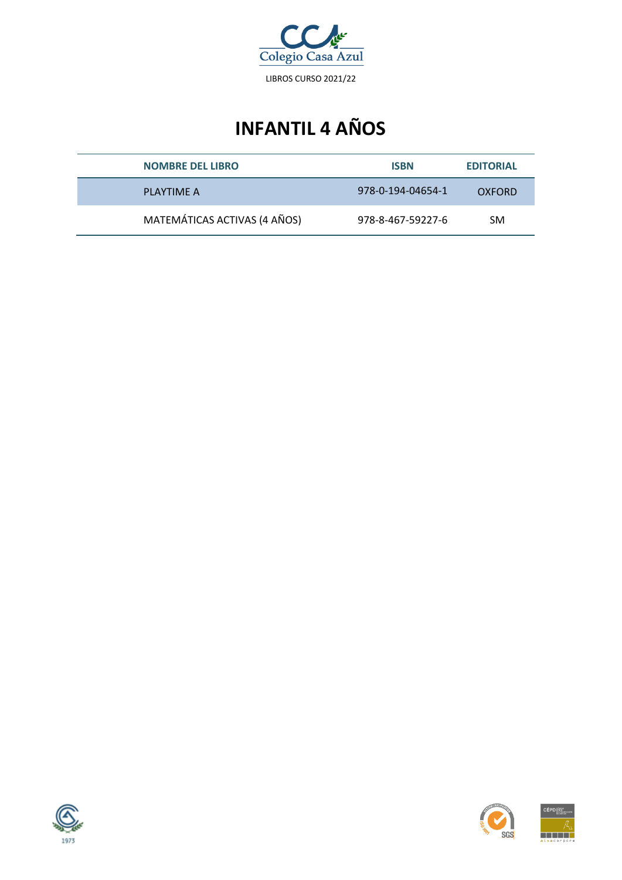Colegio Casa Azul

LIBROS CURSO 2021/22

# INFANTIL 4 AÑOS

| NOMBRE DEL LIBRO | ISBN | EDITORIAL |
|---|---|---|
| PLAYTIME A | 978-0-194-04654-1 | OXFORD |
| MATEMÁTICAS ACTIVAS (4 AÑOS) | 978-8-467-59227-6 | SM |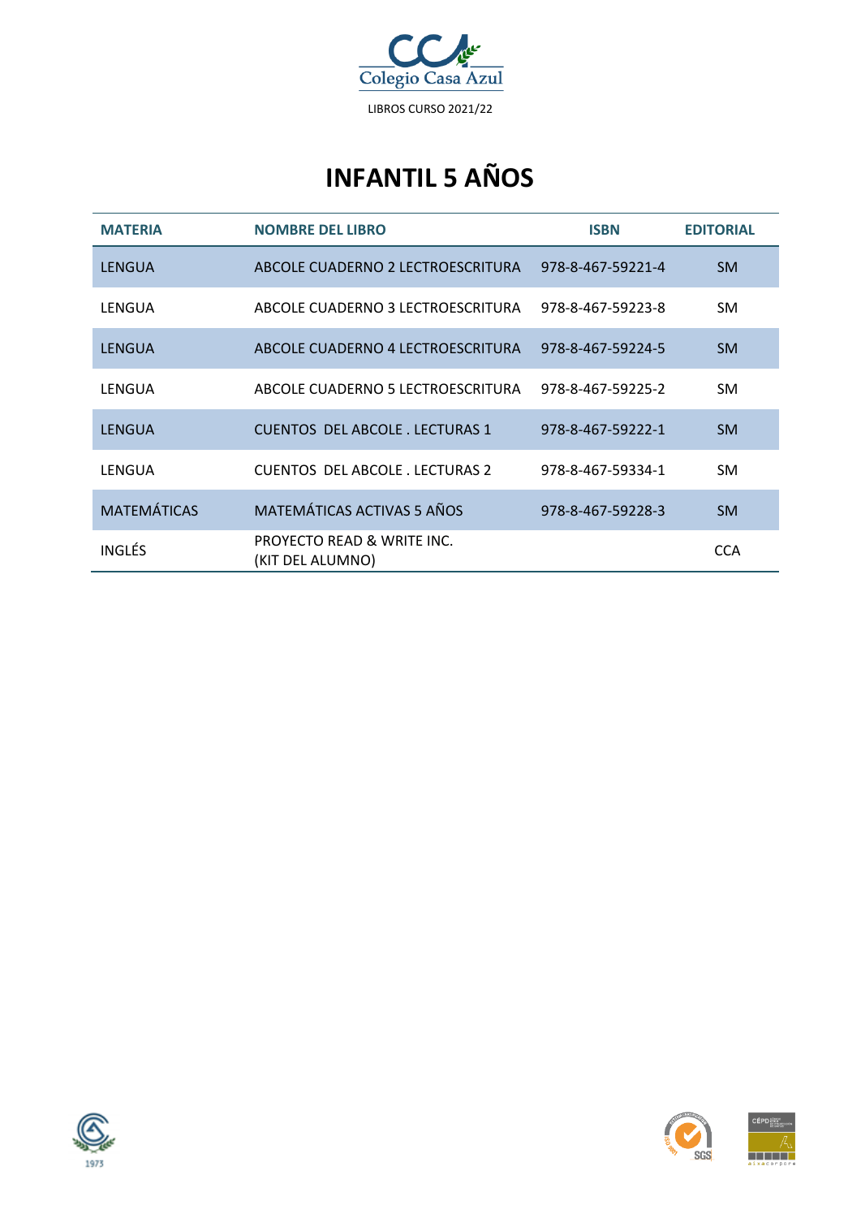# INFANTIL 5 AÑOS

| MATERIA | NOMBRE DEL LIBRO | ISBN | EDITORIAL |
|---|---|---|---|
| LENGUA | ABCOLE CUADERNO 2 LECTROESCRITURA | 978-8-467-59221-4 | SM |
| LENGUA | ABCOLE CUADERNO 3 LECTROESCRITURA | 978-8-467-59223-8 | SM |
| LENGUA | ABCOLE CUADERNO 4 LECTROESCRITURA | 978-8-467-59224-5 | SM |
| LENGUA | ABCOLE CUADERNO 5 LECTROESCRITURA | 978-8-467-59225-2 | SM |
| LENGUA | CUENTOS DEL ABCOLE . LECTURAS 1 | 978-8-467-59222-1 | SM |
| LENGUA | CUENTOS DEL ABCOLE . LECTURAS 2 | 978-8-467-59334-1 | SM |
| MATEMÁTICAS | MATEMÁTICAS ACTIVAS 5 AÑOS | 978-8-467-59228-3 | SM |
| INGLÉS | PROYECTO READ & WRITE INC. (KIT DEL ALUMNO) | | CCA |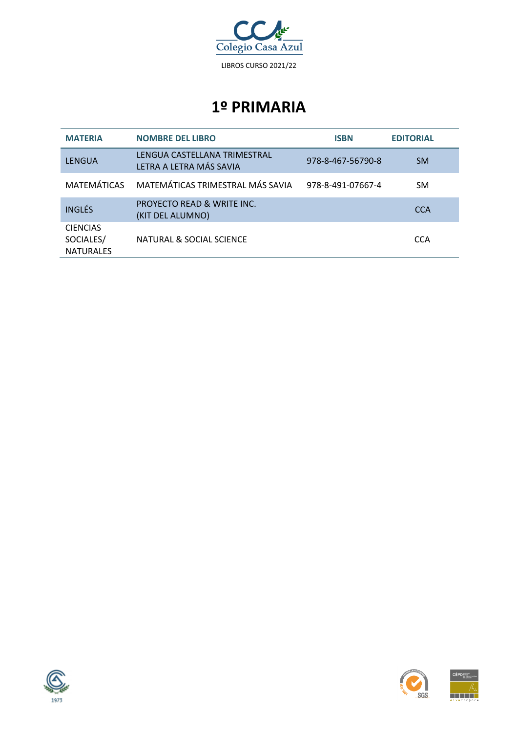Colegio Casa Azul

LIBROS CURSO 2021/22

# 1º PRIMARIA

| MATERIA | NOMBRE DEL LIBRO | ISBN | EDITORIAL |
|---|---|---|---|
| LENGUA | LENGUA CASTELLANA TRIMESTRAL LETRA A LETRA MÁS SAVIA | 978-8-467-56790-8 | SM |
| MATEMÁTICAS | MATEMÁTICAS TRIMESTRAL MÁS SAVIA | 978-8-491-07667-4 | SM |
| INGLÉS | PROYECTO READ & WRITE INC. (KIT DEL ALUMNO) | | CCA |
| CIENCIAS SOCIALES/ NATURALES | NATURAL & SOCIAL SCIENCE | | CCA |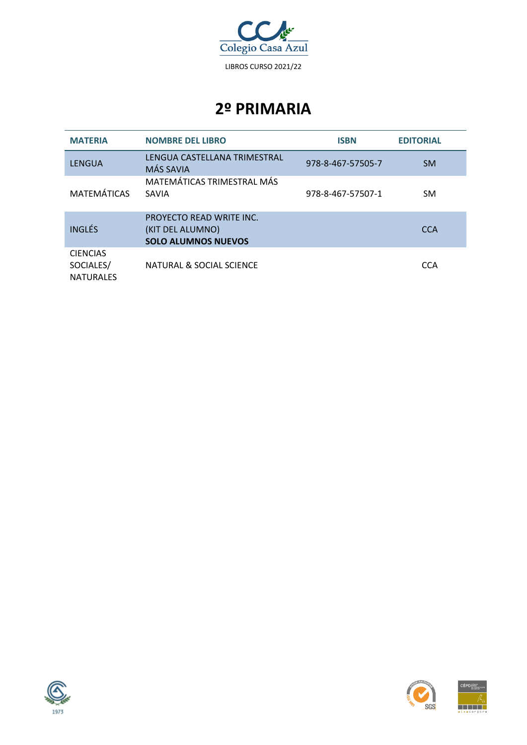Colegio Casa Azul

LIBROS CURSO 2021/22

# 2º PRIMARIA

| MATERIA | NOMBRE DEL LIBRO | ISBN | EDITORIAL |
|---|---|---|---|
| LENGUA | LENGUA CASTELLANA TRIMESTRAL MÁS SAVIA | 978-8-467-57505-7 | SM |
| MATEMÁTICAS | MATEMÁTICAS TRIMESTRAL MÁS SAVIA | 978-8-467-57507-1 | SM |
| INGLÉS | PROYECTO READ WRITE INC. (KIT DEL ALUMNO) **SOLO ALUMNOS NUEVOS** | | CCA |
| CIENCIAS SOCIALES/ NATURALES | NATURAL & SOCIAL SCIENCE | | CCA |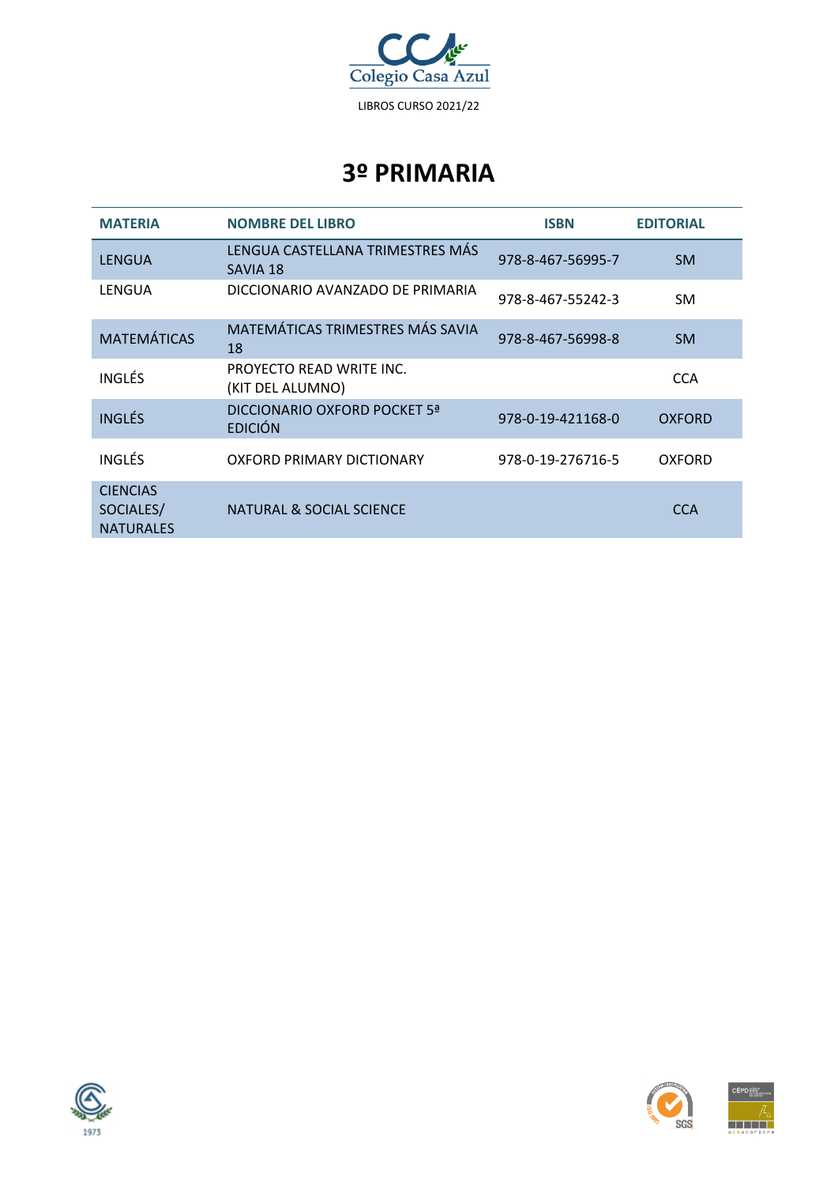Colegio Casa Azul

LIBROS CURSO 2021/22

# 3º PRIMARIA

| MATERIA | NOMBRE DEL LIBRO | ISBN | EDITORIAL |
|---|---|---|---|
| LENGUA | LENGUA CASTELLANA TRIMESTRES MÁS SAVIA 18 | 978-8-467-56995-7 | SM |
| LENGUA | DICCIONARIO AVANZADO DE PRIMARIA | 978-8-467-55242-3 | SM |
| MATEMÁTICAS | MATEMÁTICAS TRIMESTRES MÁS SAVIA 18 | 978-8-467-56998-8 | SM |
| INGLÉS | PROYECTO READ WRITE INC. (KIT DEL ALUMNO) | | CCA |
| INGLÉS | DICCIONARIO OXFORD POCKET 5ª EDICIÓN | 978-0-19-421168-0 | OXFORD |
| INGLÉS | OXFORD PRIMARY DICTIONARY | 978-0-19-276716-5 | OXFORD |
| CIENCIAS SOCIALES/ NATURALES | NATURAL & SOCIAL SCIENCE | | CCA |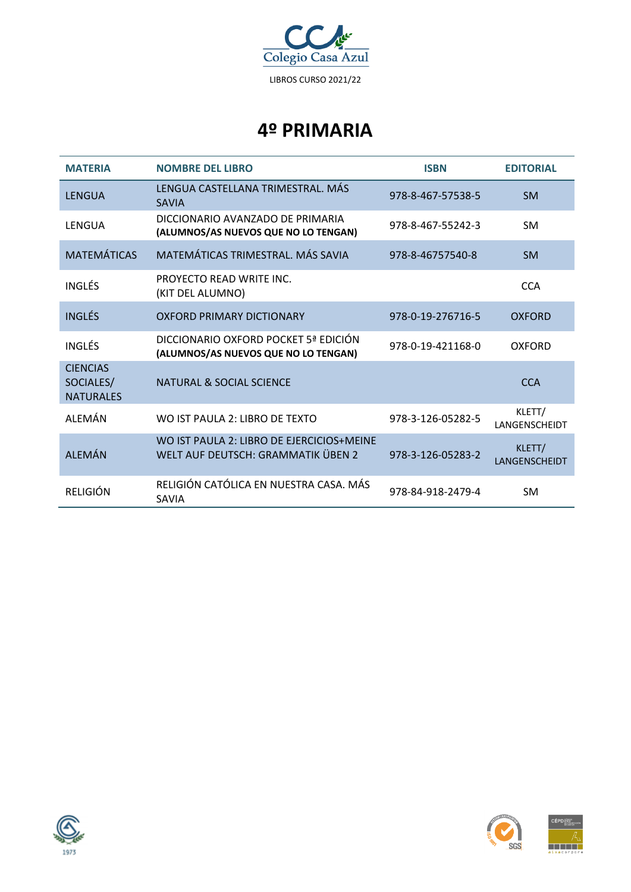Colegio Casa Azul

LIBROS CURSO 2021/22

# 4º PRIMARIA

| MATERIA | NOMBRE DEL LIBRO | ISBN | EDITORIAL |
|---|---|---|---|
| LENGUA | LENGUA CASTELLANA TRIMESTRAL. MÁS SAVIA | 978-8-467-57538-5 | SM |
| LENGUA | DICCIONARIO AVANZADO DE PRIMARIA **(ALUMNOS/AS NUEVOS QUE NO LO TENGAN)** | 978-8-467-55242-3 | SM |
| MATEMÁTICAS | MATEMÁTICAS TRIMESTRAL. MÁS SAVIA | 978-8-46757540-8 | SM |
| INGLÉS | PROYECTO READ WRITE INC. (KIT DEL ALUMNO) | | CCA |
| INGLÉS | OXFORD PRIMARY DICTIONARY | 978-0-19-276716-5 | OXFORD |
| INGLÉS | DICCIONARIO OXFORD POCKET 5ª EDICIÓN **(ALUMNOS/AS NUEVOS QUE NO LO TENGAN)** | 978-0-19-421168-0 | OXFORD |
| CIENCIAS SOCIALES/ NATURALES | NATURAL & SOCIAL SCIENCE | | CCA |
| ALEMÁN | WO IST PAULA 2: LIBRO DE TEXTO | 978-3-126-05282-5 | KLETT/ LANGENSCHEIDT |
| ALEMÁN | WO IST PAULA 2: LIBRO DE EJERCICIOS+MEINE WELT AUF DEUTSCH: GRAMMATIK ÜBEN 2 | 978-3-126-05283-2 | KLETT/ LANGENSCHEIDT |
| RELIGIÓN | RELIGIÓN CATÓLICA EN NUESTRA CASA. MÁS SAVIA | 978-84-918-2479-4 | SM |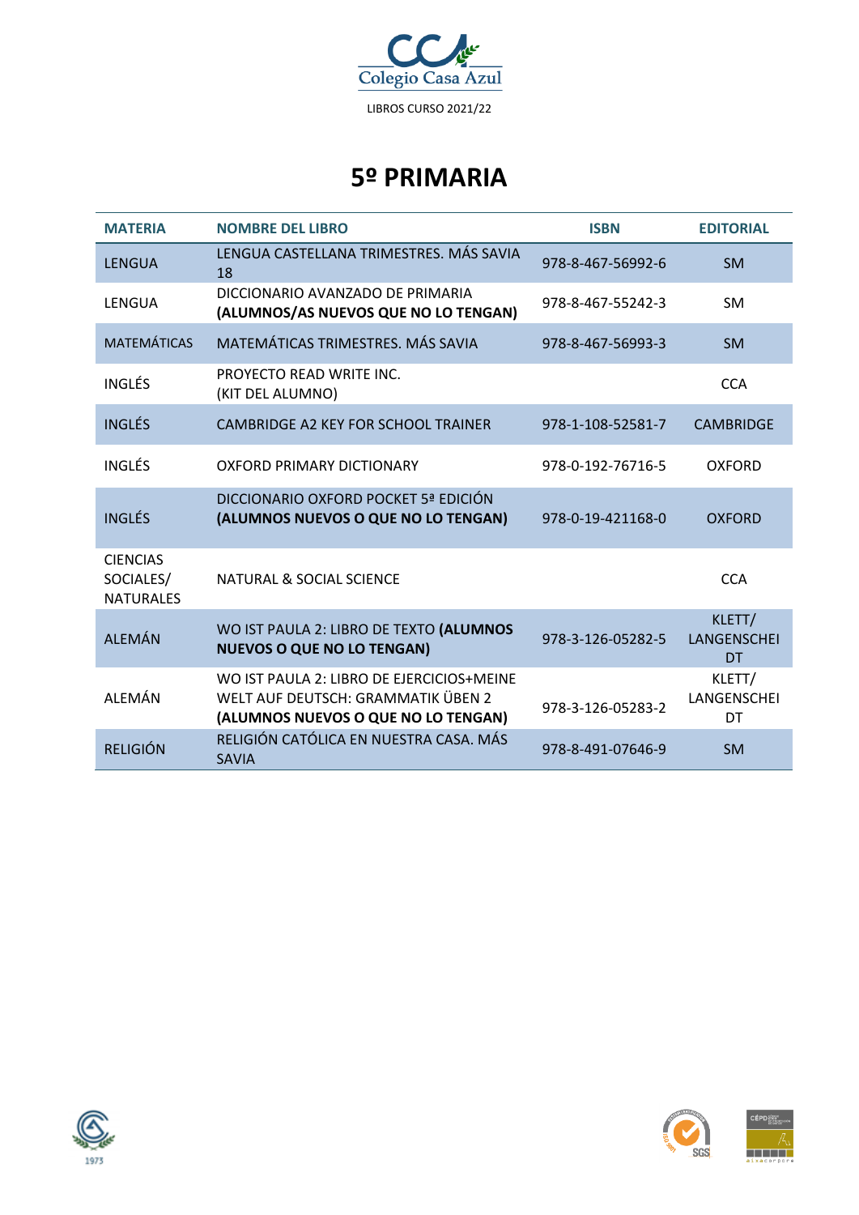Colegio Casa Azul

LIBROS CURSO 2021/22

# 5º PRIMARIA

| MATERIA | NOMBRE DEL LIBRO | ISBN | EDITORIAL |
|---|---|---|---|
| LENGUA | LENGUA CASTELLANA TRIMESTRES. MÁS SAVIA 18 | 978-8-467-56992-6 | SM |
| LENGUA | DICCIONARIO AVANZADO DE PRIMARIA **(ALUMNOS/AS NUEVOS QUE NO LO TENGAN)** | 978-8-467-55242-3 | SM |
| MATEMÁTICAS | MATEMÁTICAS TRIMESTRES. MÁS SAVIA | 978-8-467-56993-3 | SM |
| INGLÉS | PROYECTO READ WRITE INC. (KIT DEL ALUMNO) | | CCA |
| INGLÉS | CAMBRIDGE A2 KEY FOR SCHOOL TRAINER | 978-1-108-52581-7 | CAMBRIDGE |
| INGLÉS | OXFORD PRIMARY DICTIONARY | 978-0-192-76716-5 | OXFORD |
| INGLÉS | DICCIONARIO OXFORD POCKET 5ª EDICIÓN **(ALUMNOS NUEVOS O QUE NO LO TENGAN)** | 978-0-19-421168-0 | OXFORD |
| CIENCIAS SOCIALES/ NATURALES | NATURAL & SOCIAL SCIENCE | | CCA |
| ALEMÁN | WO IST PAULA 2: LIBRO DE TEXTO **(ALUMNOS NUEVOS O QUE NO LO TENGAN)** | 978-3-126-05282-5 | KLETT/ LANGENSCHEIDT |
| ALEMÁN | WO IST PAULA 2: LIBRO DE EJERCICIOS+MEINE WELT AUF DEUTSCH: GRAMMATIK ÜBEN 2 **(ALUMNOS NUEVOS O QUE NO LO TENGAN)** | 978-3-126-05283-2 | KLETT/ LANGENSCHEIDT |
| RELIGIÓN | RELIGIÓN CATÓLICA EN NUESTRA CASA. MÁS SAVIA | 978-8-491-07646-9 | SM |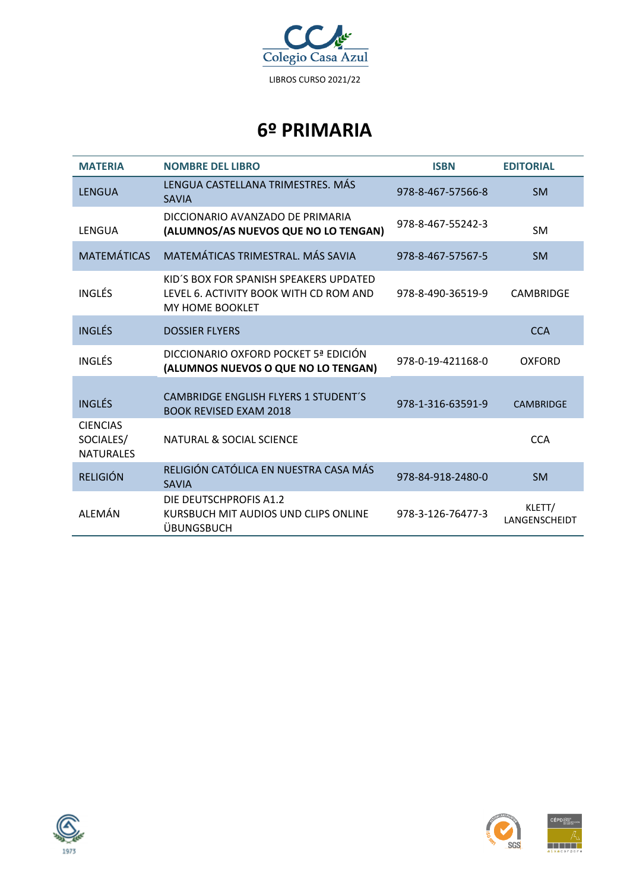Colegio Casa Azul

LIBROS CURSO 2021/22

# 6º PRIMARIA

| MATERIA | NOMBRE DEL LIBRO | ISBN | EDITORIAL |
|---|---|---|---|
| LENGUA | LENGUA CASTELLANA TRIMESTRES. MÁS SAVIA | 978-8-467-57566-8 | SM |
| LENGUA | DICCIONARIO AVANZADO DE PRIMARIA **(ALUMNOS/AS NUEVOS QUE NO LO TENGAN)** | 978-8-467-55242-3 | SM |
| MATEMÁTICAS | MATEMÁTICAS TRIMESTRAL. MÁS SAVIA | 978-8-467-57567-5 | SM |
| INGLÉS | KID´S BOX FOR SPANISH SPEAKERS UPDATED LEVEL 6. ACTIVITY BOOK WITH CD ROM AND MY HOME BOOKLET | 978-8-490-36519-9 | CAMBRIDGE |
| INGLÉS | DOSSIER FLYERS | | CCA |
| INGLÉS | DICCIONARIO OXFORD POCKET 5ª EDICIÓN **(ALUMNOS NUEVOS O QUE NO LO TENGAN)** | 978-0-19-421168-0 | OXFORD |
| INGLÉS | CAMBRIDGE ENGLISH FLYERS 1 STUDENT´S BOOK REVISED EXAM 2018 | 978-1-316-63591-9 | CAMBRIDGE |
| CIENCIAS SOCIALES/ NATURALES | NATURAL & SOCIAL SCIENCE | | CCA |
| RELIGIÓN | RELIGIÓN CATÓLICA EN NUESTRA CASA MÁS SAVIA | 978-84-918-2480-0 | SM |
| ALEMÁN | DIE DEUTSCHPROFIS A1.2 KURSBUCH MIT AUDIOS UND CLIPS ONLINE ÜBUNGSBUCH | 978-3-126-76477-3 | KLETT/ LANGENSCHEIDT |